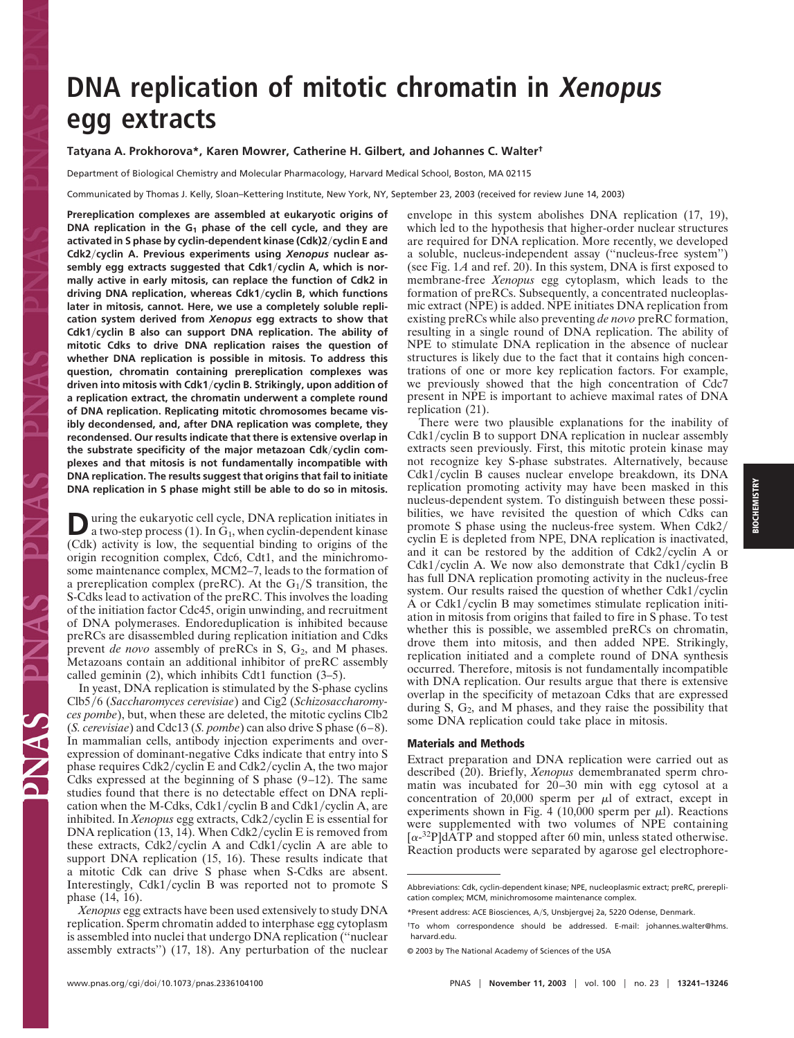# DNA replication of mitotic chromatin in *Xenopus* egg extracts

**Tatyana A. Prokhorova\*, Karen Mowrer, Catherine H. Gilbert, and Johannes C. Walter†**

Department of Biological Chemistry and Molecular Pharmacology, Harvard Medical School, Boston, MA 02115

Communicated by Thomas J. Kelly, Sloan–Kettering Institute, New York, NY, September 23, 2003 (received for review June 14, 2003)

**Prereplication complexes are assembled at eukaryotic origins of DNA replication in the $G_1$ phase of the cell cycle, and they are activated in S phase by cyclin-dependent kinase (Cdk)2/cyclin E and Cdk2/cyclin A. Previous experiments using *Xenopus* nuclear assembly egg extracts suggested that Cdk1/cyclin A, which is normally active in early mitosis, can replace the function of Cdk2 in driving DNA replication, whereas Cdk1/cyclin B, which functions later in mitosis, cannot. Here, we use a completely soluble replication system derived from *Xenopus* egg extracts to show that Cdk1/cyclin B also can support DNA replication. The ability of mitotic Cdks to drive DNA replication raises the question of whether DNA replication is possible in mitosis. To address this question, chromatin containing prereplication complexes was driven into mitosis with Cdk1/cyclin B. Strikingly, upon addition of a replication extract, the chromatin underwent a complete round of DNA replication. Replicating mitotic chromosomes became visibly decondensed, and, after DNA replication was complete, they recondensed. Our results indicate that there is extensive overlap in the substrate specificity of the major metazoan Cdk/cyclin complexes and that mitosis is not fundamentally incompatible with DNA replication. The results suggest that origins that fail to initiate DNA replication in S phase might still be able to do so in mitosis.**

During the eukaryotic cell cycle, DNA replication initiates in a two-step process (1). In $G_1$, when cyclin-dependent kinase (Cdk) activity is low, the sequential binding to origins of the origin recognition complex, Cdc6, Cdt1, and the minichromosome maintenance complex, MCM2–7, leads to the formation of a prereplication complex (preRC). At the $G_1$/S transition, the S-Cdks lead to activation of the preRC. This involves the loading of the initiation factor Cdc45, origin unwinding, and recruitment of DNA polymerases. Endoreduplication is inhibited because preRCs are disassembled during replication initiation and Cdks prevent *de novo* assembly of preRCs in S, $G_2$, and M phases. Metazoans contain an additional inhibitor of preRC assembly called geminin (2), which inhibits Cdt1 function (3–5).

In yeast, DNA replication is stimulated by the S-phase cyclins Clb5/6 (*Saccharomyces cerevisiae*) and Cig2 (*Schizosaccharomyces pombe*), but, when these are deleted, the mitotic cyclins Clb2 (*S. cerevisiae*) and Cdc13 (*S. pombe*) can also drive S phase (6–8). In mammalian cells, antibody injection experiments and overexpression of dominant-negative Cdks indicate that entry into S phase requires Cdk2/cyclin E and Cdk2/cyclin A, the two major Cdks expressed at the beginning of S phase (9–12). The same studies found that there is no detectable effect on DNA replication when the M-Cdks, Cdk1/cyclin B and Cdk1/cyclin A, are inhibited. In *Xenopus* egg extracts, Cdk2/cyclin E is essential for DNA replication (13, 14). When Cdk2/cyclin E is removed from these extracts, Cdk2/cyclin A and Cdk1/cyclin A are able to support DNA replication (15, 16). These results indicate that a mitotic Cdk can drive S phase when S-Cdks are absent. Interestingly, Cdk1/cyclin B was reported not to promote S phase (14, 16).

*Xenopus* egg extracts have been used extensively to study DNA replication. Sperm chromatin added to interphase egg cytoplasm is assembled into nuclei that undergo DNA replication ("nuclear assembly extracts") (17, 18). Any perturbation of the nuclear envelope in this system abolishes DNA replication (17, 19), which led to the hypothesis that higher-order nuclear structures are required for DNA replication. More recently, we developed a soluble, nucleus-independent assay ("nucleus-free system") (see Fig. 1*A* and ref. 20). In this system, DNA is first exposed to membrane-free *Xenopus* egg cytoplasm, which leads to the formation of preRCs. Subsequently, a concentrated nucleoplasmic extract (NPE) is added. NPE initiates DNA replication from existing preRCs while also preventing *de novo* preRC formation, resulting in a single round of DNA replication. The ability of NPE to stimulate DNA replication in the absence of nuclear structures is likely due to the fact that it contains high concentrations of one or more key replication factors. For example, we previously showed that the high concentration of Cdc7 present in NPE is important to achieve maximal rates of DNA replication (21).

There were two plausible explanations for the inability of Cdk1/cyclin B to support DNA replication in nuclear assembly extracts seen previously. First, this mitotic protein kinase may not recognize key S-phase substrates. Alternatively, because Cdk1/cyclin B causes nuclear envelope breakdown, its DNA replication promoting activity may have been masked in this nucleus-dependent system. To distinguish between these possibilities, we have revisited the question of which Cdks can promote S phase using the nucleus-free system. When Cdk2/cyclin E is depleted from NPE, DNA replication is inactivated, and it can be restored by the addition of Cdk2/cyclin A or Cdk1/cyclin A. We now also demonstrate that Cdk1/cyclin B has full DNA replication promoting activity in the nucleus-free system. Our results raised the question of whether Cdk1/cyclin A or Cdk1/cyclin B may sometimes stimulate replication initiation in mitosis from origins that failed to fire in S phase. To test whether this is possible, we assembled preRCs on chromatin, drove them into mitosis, and then added NPE. Strikingly, replication initiated and a complete round of DNA synthesis occurred. Therefore, mitosis is not fundamentally incompatible with DNA replication. Our results argue that there is extensive overlap in the specificity of metazoan Cdks that are expressed during S, $G_2$, and M phases, and they raise the possibility that some DNA replication could take place in mitosis.

## Materials and Methods

Extract preparation and DNA replication were carried out as described (20). Briefly, *Xenopus* demembranated sperm chromatin was incubated for 20–30 min with egg cytosol at a concentration of 20,000 sperm per μl of extract, except in experiments shown in Fig. 4 (10,000 sperm per μl). Reactions were supplemented with two volumes of NPE containing [$\alpha$-$^{32}$P]dATP and stopped after 60 min, unless stated otherwise. Reaction products were separated by agarose gel electrophore-

---

Abbreviations: Cdk, cyclin-dependent kinase; NPE, nucleoplasmic extract; preRC, prereplication complex; MCM, minichromosome maintenance complex.

\*Present address: ACE Biosciences, A/S, Unsbjergvej 2a, 5220 Odense, Denmark.

†To whom correspondence should be addressed. E-mail: johannes_walter@hms.harvard.edu.

© 2003 by The National Academy of Sciences of the USA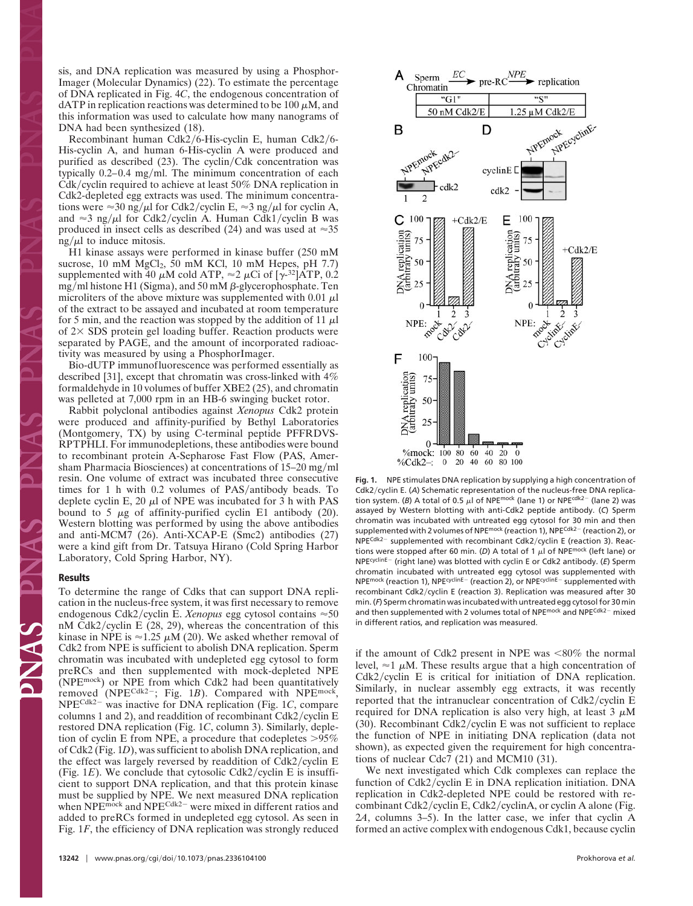sis, and DNA replication was measured by using a PhosphorImager (Molecular Dynamics) (22). To estimate the percentage of DNA replicated in Fig. 4*C*, the endogenous concentration of dATP in replication reactions was determined to be 100 μM, and this information was used to calculate how many nanograms of DNA had been synthesized (18).

Recombinant human Cdk2/6-His-cyclin E, human Cdk2/6-His-cyclin A, and human 6-His-cyclin A were produced and purified as described (23). The cyclin/Cdk concentration was typically 0.2–0.4 mg/ml. The minimum concentration of each Cdk/cyclin required to achieve at least 50% DNA replication in Cdk2-depleted egg extracts was used. The minimum concentrations were ≈30 ng/μl for Cdk2/cyclin E, ≈3 ng/μl for cyclin A, and ≈3 ng/μl for Cdk2/cyclin A. Human Cdk1/cyclin B was produced in insect cells as described (24) and was used at ≈35 ng/μl to induce mitosis.

H1 kinase assays were performed in kinase buffer (250 mM sucrose, 10 mM $MgCl_2$, 50 mM KCl, 10 mM Hepes, pH 7.7) supplemented with 40 μM cold ATP, ≈2 μCi of [$\gamma$-$^{32}$]ATP, 0.2 mg/ml histone H1 (Sigma), and 50 mM β-glycerophosphate. Ten microliters of the above mixture was supplemented with 0.01 μl of the extract to be assayed and incubated at room temperature for 5 min, and the reaction was stopped by the addition of 11 μl of 2× SDS protein gel loading buffer. Reaction products were separated by PAGE, and the amount of incorporated radioactivity was measured by using a PhosphorImager.

Bio-dUTP immunofluorescence was performed essentially as described [31], except that chromatin was cross-linked with 4% formaldehyde in 10 volumes of buffer XBE2 (25), and chromatin was pelleted at 7,000 rpm in an HB-6 swinging bucket rotor.

Rabbit polyclonal antibodies against *Xenopus* Cdk2 protein were produced and affinity-purified by Bethyl Laboratories (Montgomery, TX) by using C-terminal peptide PFFRDVS-RPTPHLI. For immunodepletions, these antibodies were bound to recombinant protein A-Sepharose Fast Flow (PAS, Amersham Pharmacia Biosciences) at concentrations of 15–20 mg/ml resin. One volume of extract was incubated three consecutive times for 1 h with 0.2 volumes of PAS/antibody beads. To deplete cyclin E, 20 μl of NPE was incubated for 3 h with PAS bound to 5 μg of affinity-purified cyclin E1 antibody (20). Western blotting was performed by using the above antibodies and anti-MCM7 (26). Anti-XCAP-E (Smc2) antibodies (27) were a kind gift from Dr. Tatsuya Hirano (Cold Spring Harbor Laboratory, Cold Spring Harbor, NY).

## Results

To determine the range of Cdks that can support DNA replication in the nucleus-free system, it was first necessary to remove endogenous Cdk2/cyclin E. *Xenopus* egg cytosol contains ≈50 nM Cdk2/cyclin E (28, 29), whereas the concentration of this kinase in NPE is ≈1.25 μM (20). We asked whether removal of Cdk2 from NPE is sufficient to abolish DNA replication. Sperm chromatin was incubated with undepleted egg cytosol to form preRCs and then supplemented with mock-depleted NPE (NPE$^{mock}$) or NPE from which Cdk2 had been quantitatively removed (NPE$^{Cdk2-}$; Fig. 1*B*). Compared with NPE$^{mock}$, NPE$^{Cdk2-}$ was inactive for DNA replication (Fig. 1*C*, compare columns 1 and 2), and readdition of recombinant Cdk2/cyclin E restored DNA replication (Fig. 1*C*, column 3). Similarly, depletion of cyclin E from NPE, a procedure that codepletes >95% of Cdk2 (Fig. 1*D*), was sufficient to abolish DNA replication, and the effect was largely reversed by readdition of Cdk2/cyclin E (Fig. 1*E*). We conclude that cytosolic Cdk2/cyclin E is insufficient to support DNA replication, and that this protein kinase must be supplied by NPE. We next measured DNA replication when NPE$^{mock}$ and NPE$^{Cdk2-}$ were mixed in different ratios and added to preRCs formed in undepleted egg cytosol. As seen in Fig. 1*F*, the efficiency of DNA replication was strongly reduced if the amount of Cdk2 present in NPE was <80% the normal level, ≈1 μM. These results argue that a high concentration of Cdk2/cyclin E is critical for initiation of DNA replication. Similarly, in nuclear assembly egg extracts, it was recently reported that the intranuclear concentration of Cdk2/cyclin E required for DNA replication is also very high, at least 3 μM (30). Recombinant Cdk2/cyclin E was not sufficient to replace the function of NPE in initiating DNA replication (data not shown), as expected given the requirement for high concentrations of nuclear Cdc7 (21) and MCM10 (31).

We next investigated which Cdk complexes can replace the function of Cdk2/cyclin E in DNA replication initiation. DNA replication in Cdk2-depleted NPE could be restored with recombinant Cdk2/cyclin E, Cdk2/cyclinA, or cyclin A alone (Fig. 2*A*, columns 3–5). In the latter case, we infer that cyclin A formed an active complex with endogenous Cdk1, because cyclin

**Fig. 1.** NPE stimulates DNA replication by supplying a high concentration of Cdk2/cyclin E. (*A*) Schematic representation of the nucleus-free DNA replication system. (*B*) A total of 0.5 μl of NPE$^{mock}$ (lane 1) or NPE$^{cdk2-}$ (lane 2) was assayed by Western blotting with anti-Cdk2 peptide antibody. (*C*) Sperm chromatin was incubated with untreated egg cytosol for 30 min and then supplemented with 2 volumes of NPE$^{mock}$ (reaction 1), NPE$^{Cdk2-}$ (reaction 2), or NPE$^{Cdk2-}$ supplemented with recombinant Cdk2/cyclin E (reaction 3). Reactions were stopped after 60 min. (*D*) A total of 1 μl of NPE$^{mock}$ (left lane) or NPE$^{cyclinE-}$ (right lane) was blotted with cyclin E or Cdk2 antibody. (*E*) Sperm chromatin incubated with untreated egg cytosol was supplemented with NPE$^{mock}$ (reaction 1), NPE$^{cyclinE-}$ (reaction 2), or NPE$^{cyclinE-}$ supplemented with recombinant Cdk2/cyclin E (reaction 3). Replication was measured after 30 min. (*F*) Sperm chromatin was incubated with untreated egg cytosol for 30 min and then supplemented with 2 volumes total of NPE$^{mock}$ and NPE$^{Cdk2-}$ mixed in different ratios, and replication was measured.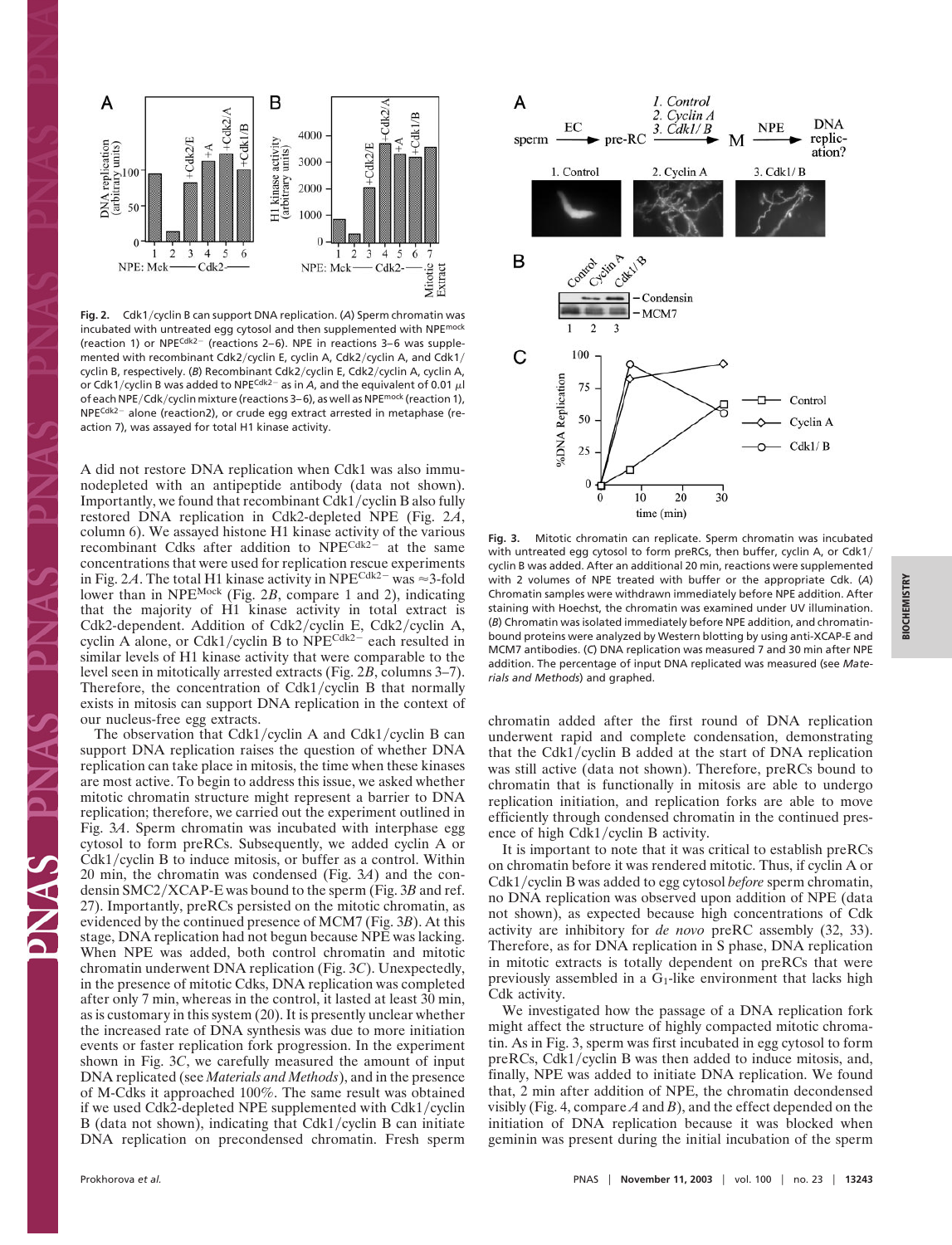**Fig. 2.** Cdk1/cyclin B can support DNA replication. (*A*) Sperm chromatin was incubated with untreated egg cytosol and then supplemented with $NPE^{mock}$ (reaction 1) or $NPE^{Cdk2-}$ (reactions 2–6). NPE in reactions 3–6 was supplemented with recombinant Cdk2/cyclin E, cyclin A, Cdk2/cyclin A, and Cdk1/cyclin B, respectively. (*B*) Recombinant Cdk2/cyclin E, Cdk2/cyclin A, cyclin A, or Cdk1/cyclin B was added to $NPE^{Cdk2-}$ as in *A*, and the equivalent of 0.01 μl of each NPE/Cdk/cyclin mixture (reactions 3–6), as well as $NPE^{mock}$ (reaction 1), $NPE^{Cdk2-}$ alone (reaction2), or crude egg extract arrested in metaphase (reaction 7), was assayed for total H1 kinase activity.

A did not restore DNA replication when Cdk1 was also immunodepleted with an antipeptide antibody (data not shown). Importantly, we found that recombinant Cdk1/cyclin B also fully restored DNA replication in Cdk2-depleted NPE (Fig. 2*A*, column 6). We assayed histone H1 kinase activity of the various recombinant Cdks after addition to $NPE^{Cdk2-}$ at the same concentrations that were used for replication rescue experiments in Fig. 2*A*. The total H1 kinase activity in $NPE^{Cdk2-}$ was ≈3-fold lower than in $NPE^{Mock}$ (Fig. 2*B*, compare 1 and 2), indicating that the majority of H1 kinase activity in total extract is Cdk2-dependent. Addition of Cdk2/cyclin E, Cdk2/cyclin A, cyclin A alone, or Cdk1/cyclin B to $NPE^{Cdk2-}$ each resulted in similar levels of H1 kinase activity that were comparable to the level seen in mitotically arrested extracts (Fig. 2*B*, columns 3–7). Therefore, the concentration of Cdk1/cyclin B that normally exists in mitosis can support DNA replication in the context of our nucleus-free egg extracts.

The observation that Cdk1/cyclin A and Cdk1/cyclin B can support DNA replication raises the question of whether DNA replication can take place in mitosis, the time when these kinases are most active. To begin to address this issue, we asked whether mitotic chromatin structure might represent a barrier to DNA replication; therefore, we carried out the experiment outlined in Fig. 3*A*. Sperm chromatin was incubated with interphase egg cytosol to form preRCs. Subsequently, we added cyclin A or Cdk1/cyclin B to induce mitosis, or buffer as a control. Within 20 min, the chromatin was condensed (Fig. 3*A*) and the condensin SMC2/XCAP-E was bound to the sperm (Fig. 3*B* and ref. 27). Importantly, preRCs persisted on the mitotic chromatin, as evidenced by the continued presence of MCM7 (Fig. 3*B*). At this stage, DNA replication had not begun because NPE was lacking. When NPE was added, both control chromatin and mitotic chromatin underwent DNA replication (Fig. 3*C*). Unexpectedly, in the presence of mitotic Cdks, DNA replication was completed after only 7 min, whereas in the control, it lasted at least 30 min, as is customary in this system (20). It is presently unclear whether the increased rate of DNA synthesis was due to more initiation events or faster replication fork progression. In the experiment shown in Fig. 3*C*, we carefully measured the amount of input DNA replicated (see *Materials and Methods*), and in the presence of M-Cdks it approached 100%. The same result was obtained if we used Cdk2-depleted NPE supplemented with Cdk1/cyclin B (data not shown), indicating that Cdk1/cyclin B can initiate DNA replication on precondensed chromatin. Fresh sperm

**Fig. 3.** Mitotic chromatin can replicate. Sperm chromatin was incubated with untreated egg cytosol to form preRCs, then buffer, cyclin A, or Cdk1/cyclin B was added. After an additional 20 min, reactions were supplemented with 2 volumes of NPE treated with buffer or the appropriate Cdk. (*A*) Chromatin samples were withdrawn immediately before NPE addition. After staining with Hoechst, the chromatin was examined under UV illumination. (*B*) Chromatin was isolated immediately before NPE addition, and chromatin-bound proteins were analyzed by Western blotting by using anti-XCAP-E and MCM7 antibodies. (*C*) DNA replication was measured 7 and 30 min after NPE addition. The percentage of input DNA replicated was measured (see *Materials and Methods*) and graphed.

chromatin added after the first round of DNA replication underwent rapid and complete condensation, demonstrating that the Cdk1/cyclin B added at the start of DNA replication was still active (data not shown). Therefore, preRCs bound to chromatin that is functionally in mitosis are able to undergo replication initiation, and replication forks are able to move efficiently through condensed chromatin in the continued presence of high Cdk1/cyclin B activity.

It is important to note that it was critical to establish preRCs on chromatin before it was rendered mitotic. Thus, if cyclin A or Cdk1/cyclin B was added to egg cytosol *before* sperm chromatin, no DNA replication was observed upon addition of NPE (data not shown), as expected because high concentrations of Cdk activity are inhibitory for *de novo* preRC assembly (32, 33). Therefore, as for DNA replication in S phase, DNA replication in mitotic extracts is totally dependent on preRCs that were previously assembled in a $G_1$-like environment that lacks high Cdk activity.

We investigated how the passage of a DNA replication fork might affect the structure of highly compacted mitotic chromatin. As in Fig. 3, sperm was first incubated in egg cytosol to form preRCs, Cdk1/cyclin B was then added to induce mitosis, and, finally, NPE was added to initiate DNA replication. We found that, 2 min after addition of NPE, the chromatin decondensed visibly (Fig. 4, compare *A* and *B*), and the effect depended on the initiation of DNA replication because it was blocked when geminin was present during the initial incubation of the sperm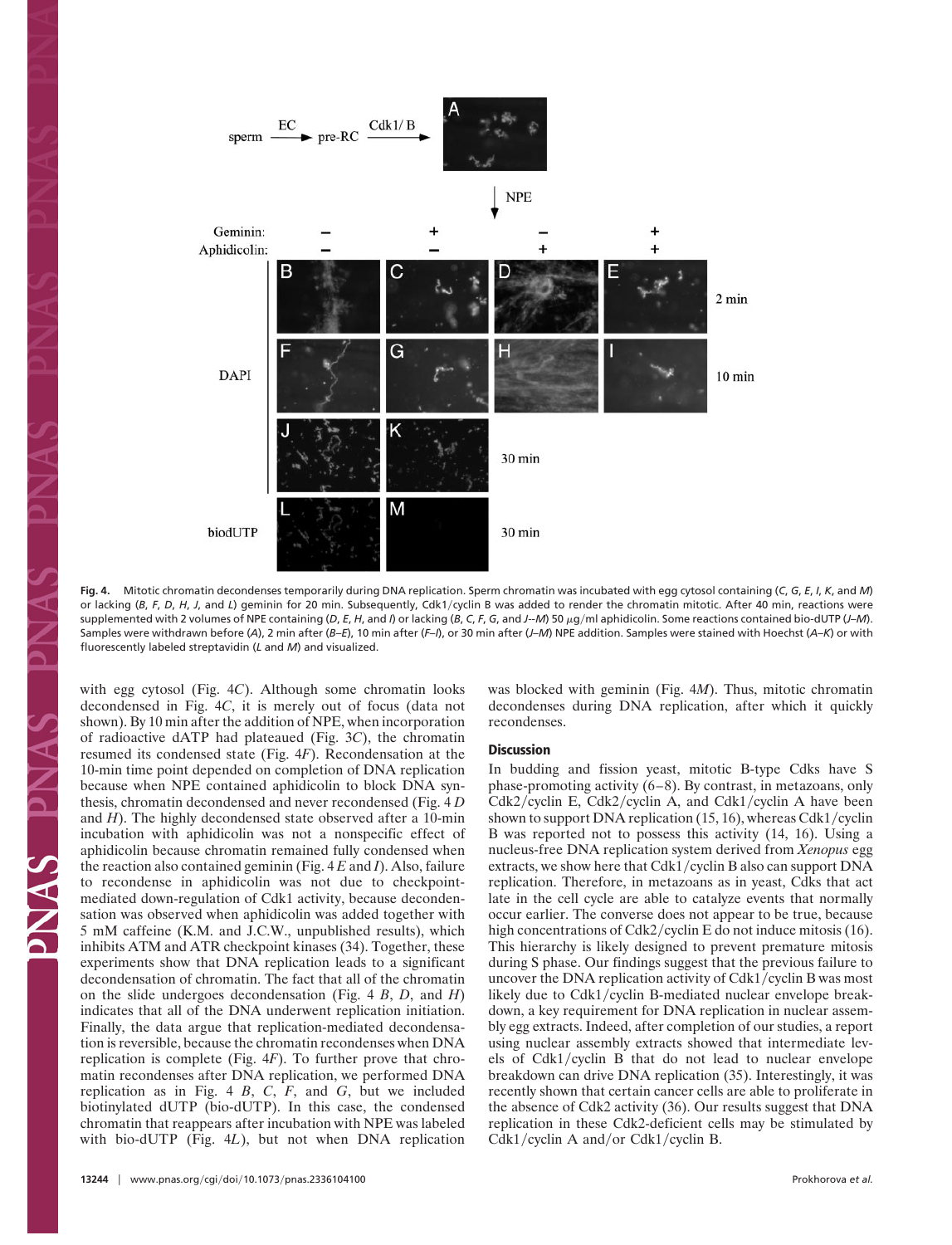**Fig. 4.** Mitotic chromatin decondenses temporarily during DNA replication. Sperm chromatin was incubated with egg cytosol containing (*C*, *G*, *E*, *I*, *K*, and *M*) or lacking (*B*, *F*, *D*, *H*, *J*, and *L*) geminin for 20 min. Subsequently, Cdk1/cyclin B was added to render the chromatin mitotic. After 40 min, reactions were supplemented with 2 volumes of NPE containing (*D*, *E*, *H*, and *I*) or lacking (*B*, *C*, *F*, *G*, and *J*–*M*) 50 μg/ml aphidicolin. Some reactions contained bio-dUTP (*J*–*M*). Samples were withdrawn before (*A*), 2 min after (*B*–*E*), 10 min after (*F*–*I*), or 30 min after (*J*–*M*) NPE addition. Samples were stained with Hoechst (*A*–*K*) or with fluorescently labeled streptavidin (*L* and *M*) and visualized.

with egg cytosol (Fig. 4*C*). Although some chromatin looks decondensed in Fig. 4*C*, it is merely out of focus (data not shown). By 10 min after the addition of NPE, when incorporation of radioactive dATP had plateaued (Fig. 3*C*), the chromatin resumed its condensed state (Fig. 4*F*). Recondensation at the 10-min time point depended on completion of DNA replication because when NPE contained aphidicolin to block DNA synthesis, chromatin decondensed and never recondensed (Fig. 4 *D* and *H*). The highly decondensed state observed after a 10-min incubation with aphidicolin was not a nonspecific effect of aphidicolin because chromatin remained fully condensed when the reaction also contained geminin (Fig. 4 *E* and *I*). Also, failure to recondense in aphidicolin was not due to checkpoint-mediated down-regulation of Cdk1 activity, because decondensation was observed when aphidicolin was added together with 5 mM caffeine (K.M. and J.C.W., unpublished results), which inhibits ATM and ATR checkpoint kinases (34). Together, these experiments show that DNA replication leads to a significant decondensation of chromatin. The fact that all of the chromatin on the slide undergoes decondensation (Fig. 4 *B*, *D*, and *H*) indicates that all of the DNA underwent replication initiation. Finally, the data argue that replication-mediated decondensation is reversible, because the chromatin recondenses when DNA replication is complete (Fig. 4*F*). To further prove that chromatin recondenses after DNA replication, we performed DNA replication as in Fig. 4 *B*, *C*, *F*, and *G*, but we included biotinylated dUTP (bio-dUTP). In this case, the condensed chromatin that reappears after incubation with NPE was labeled with bio-dUTP (Fig. 4*L*), but not when DNA replication was blocked with geminin (Fig. 4*M*). Thus, mitotic chromatin decondenses during DNA replication, after which it quickly recondenses.

## Discussion

In budding and fission yeast, mitotic B-type Cdks have S phase-promoting activity (6–8). By contrast, in metazoans, only Cdk2/cyclin E, Cdk2/cyclin A, and Cdk1/cyclin A have been shown to support DNA replication (15, 16), whereas Cdk1/cyclin B was reported not to possess this activity (14, 16). Using a nucleus-free DNA replication system derived from *Xenopus* egg extracts, we show here that Cdk1/cyclin B also can support DNA replication. Therefore, in metazoans as in yeast, Cdks that act late in the cell cycle are able to catalyze events that normally occur earlier. The converse does not appear to be true, because high concentrations of Cdk2/cyclin E do not induce mitosis (16). This hierarchy is likely designed to prevent premature mitosis during S phase. Our findings suggest that the previous failure to uncover the DNA replication activity of Cdk1/cyclin B was most likely due to Cdk1/cyclin B-mediated nuclear envelope breakdown, a key requirement for DNA replication in nuclear assembly egg extracts. Indeed, after completion of our studies, a report using nuclear assembly extracts showed that intermediate levels of Cdk1/cyclin B that do not lead to nuclear envelope breakdown can drive DNA replication (35). Interestingly, it was recently shown that certain cancer cells are able to proliferate in the absence of Cdk2 activity (36). Our results suggest that DNA replication in these Cdk2-deficient cells may be stimulated by Cdk1/cyclin A and/or Cdk1/cyclin B.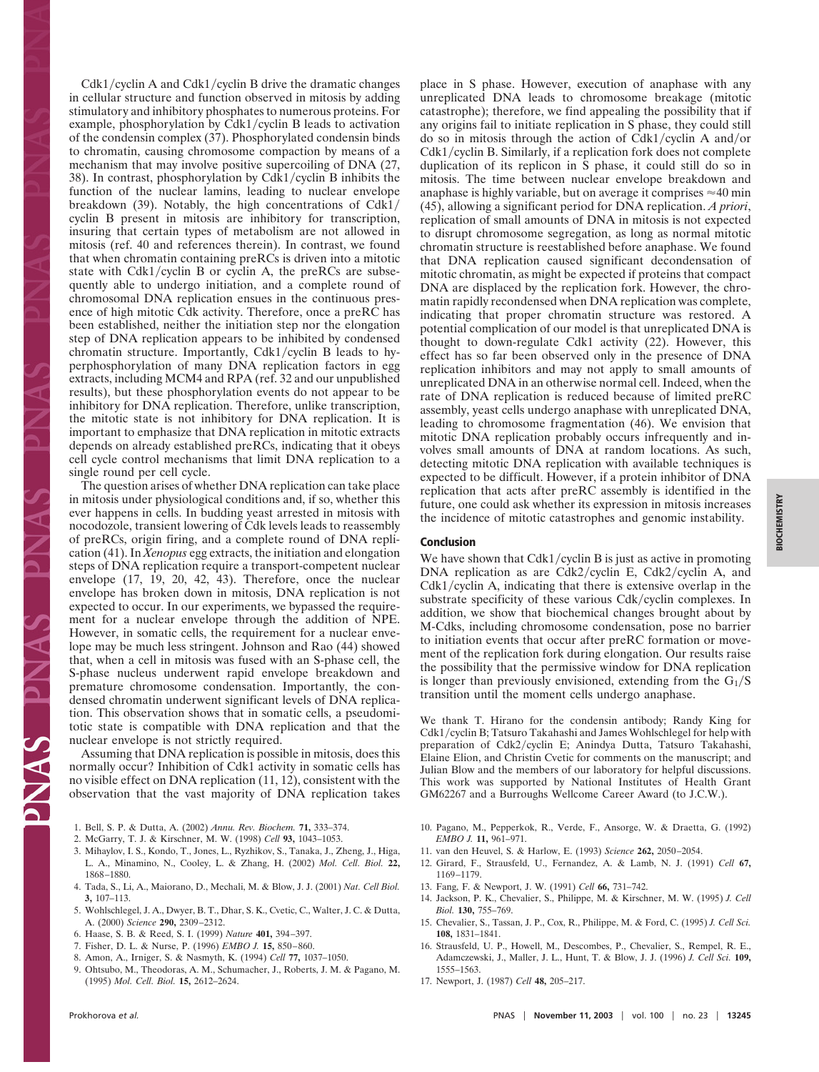Cdk1/cyclin A and Cdk1/cyclin B drive the dramatic changes in cellular structure and function observed in mitosis by adding stimulatory and inhibitory phosphates to numerous proteins. For example, phosphorylation by Cdk1/cyclin B leads to activation of the condensin complex (37). Phosphorylated condensin binds to chromatin, causing chromosome compaction by means of a mechanism that may involve positive supercoiling of DNA (27, 38). In contrast, phosphorylation by Cdk1/cyclin B inhibits the function of the nuclear lamins, leading to nuclear envelope breakdown (39). Notably, the high concentrations of Cdk1/cyclin B present in mitosis are inhibitory for transcription, insuring that certain types of metabolism are not allowed in mitosis (ref. 40 and references therein). In contrast, we found that when chromatin containing preRCs is driven into a mitotic state with Cdk1/cyclin B or cyclin A, the preRCs are subsequently able to undergo initiation, and a complete round of chromosomal DNA replication ensues in the continuous presence of high mitotic Cdk activity. Therefore, once a preRC has been established, neither the initiation step nor the elongation step of DNA replication appears to be inhibited by condensed chromatin structure. Importantly, Cdk1/cyclin B leads to hyperphosphorylation of many DNA replication factors in egg extracts, including MCM4 and RPA (ref. 32 and our unpublished results), but these phosphorylation events do not appear to be inhibitory for DNA replication. Therefore, unlike transcription, the mitotic state is not inhibitory for DNA replication. It is important to emphasize that DNA replication in mitotic extracts depends on already established preRCs, indicating that it obeys cell cycle control mechanisms that limit DNA replication to a single round per cell cycle.

The question arises of whether DNA replication can take place in mitosis under physiological conditions and, if so, whether this ever happens in cells. In budding yeast arrested in mitosis with nocodozole, transient lowering of Cdk levels leads to reassembly of preRCs, origin firing, and a complete round of DNA replication (41). In *Xenopus* egg extracts, the initiation and elongation steps of DNA replication require a transport-competent nuclear envelope (17, 19, 20, 42, 43). Therefore, once the nuclear envelope has broken down in mitosis, DNA replication is not expected to occur. In our experiments, we bypassed the requirement for a nuclear envelope through the addition of NPE. However, in somatic cells, the requirement for a nuclear envelope may be much less stringent. Johnson and Rao (44) showed that, when a cell in mitosis was fused with an S-phase cell, the S-phase nucleus underwent rapid envelope breakdown and premature chromosome condensation. Importantly, the condensed chromatin underwent significant levels of DNA replication. This observation shows that in somatic cells, a pseudomitotic state is compatible with DNA replication and that the nuclear envelope is not strictly required.

Assuming that DNA replication is possible in mitosis, does this normally occur? Inhibition of Cdk1 activity in somatic cells has no visible effect on DNA replication (11, 12), consistent with the observation that the vast majority of DNA replication takes place in S phase. However, execution of anaphase with any unreplicated DNA leads to chromosome breakage (mitotic catastrophe); therefore, we find appealing the possibility that if any origins fail to initiate replication in S phase, they could still do so in mitosis through the action of Cdk1/cyclin A and/or Cdk1/cyclin B. Similarly, if a replication fork does not complete duplication of its replicon in S phase, it could still do so in mitosis. The time between nuclear envelope breakdown and anaphase is highly variable, but on average it comprises ≈40 min (45), allowing a significant period for DNA replication. *A priori*, replication of small amounts of DNA in mitosis is not expected to disrupt chromosome segregation, as long as normal mitotic chromatin structure is reestablished before anaphase. We found that DNA replication caused significant decondensation of mitotic chromatin, as might be expected if proteins that compact DNA are displaced by the replication fork. However, the chromatin rapidly recondensed when DNA replication was complete, indicating that proper chromatin structure was restored. A potential complication of our model is that unreplicated DNA is thought to down-regulate Cdk1 activity (22). However, this effect has so far been observed only in the presence of DNA replication inhibitors and may not apply to small amounts of unreplicated DNA in an otherwise normal cell. Indeed, when the rate of DNA replication is reduced because of limited preRC assembly, yeast cells undergo anaphase with unreplicated DNA, leading to chromosome fragmentation (46). We envision that mitotic DNA replication probably occurs infrequently and involves small amounts of DNA at random locations. As such, detecting mitotic DNA replication with available techniques is expected to be difficult. However, if a protein inhibitor of DNA replication that acts after preRC assembly is identified in the future, one could ask whether its expression in mitosis increases the incidence of mitotic catastrophes and genomic instability.

## Conclusion

We have shown that Cdk1/cyclin B is just as active in promoting DNA replication as are Cdk2/cyclin E, Cdk2/cyclin A, and Cdk1/cyclin A, indicating that there is extensive overlap in the substrate specificity of these various Cdk/cyclin complexes. In addition, we show that biochemical changes brought about by M-Cdks, including chromosome condensation, pose no barrier to initiation events that occur after preRC formation or movement of the replication fork during elongation. Our results raise the possibility that the permissive window for DNA replication is longer than previously envisioned, extending from the $G_1$/S transition until the moment cells undergo anaphase.

We thank T. Hirano for the condensin antibody; Randy King for Cdk1/cyclin B; Tatsuro Takahashi and James Wohlschlegel for help with preparation of Cdk2/cyclin E; Anindya Dutta, Tatsuro Takahashi, Elaine Elion, and Christin Cvetic for comments on the manuscript; and Julian Blow and the members of our laboratory for helpful discussions. This work was supported by National Institutes of Health Grant GM62267 and a Burroughs Wellcome Career Award (to J.C.W.).

1. Bell, S. P. & Dutta, A. (2002) *Annu. Rev. Biochem.* **71,** 333–374.
2. McGarry, T. J. & Kirschner, M. W. (1998) *Cell* **93,** 1043–1053.
3. Mihaylov, I. S., Kondo, T., Jones, L., Ryzhikov, S., Tanaka, J., Zheng, J., Higa, L. A., Minamino, N., Cooley, L. & Zhang, H. (2002) *Mol. Cell. Biol.* **22,** 1868–1880.
4. Tada, S., Li, A., Maiorano, D., Mechali, M. & Blow, J. J. (2001) *Nat. Cell Biol.* **3,** 107–113.
5. Wohlschlegel, J. A., Dwyer, B. T., Dhar, S. K., Cvetic, C., Walter, J. C. & Dutta, A. (2000) *Science* **290,** 2309–2312.
6. Haase, S. B. & Reed, S. I. (1999) *Nature* **401,** 394–397.
7. Fisher, D. L. & Nurse, P. (1996) *EMBO J.* **15,** 850–860.
8. Amon, A., Irniger, S. & Nasmyth, K. (1994) *Cell* **77,** 1037–1050.
9. Ohtsubo, M., Theodoras, A. M., Schumacher, J., Roberts, J. M. & Pagano, M. (1995) *Mol. Cell. Biol.* **15,** 2612–2624.
10. Pagano, M., Pepperkok, R., Verde, F., Ansorge, W. & Draetta, G. (1992) *EMBO J.* **11,** 961–971.
11. van den Heuvel, S. & Harlow, E. (1993) *Science* **262,** 2050–2054.
12. Girard, F., Strausfeld, U., Fernandez, A. & Lamb, N. J. (1991) *Cell* **67,** 1169–1179.
13. Fang, F. & Newport, J. W. (1991) *Cell* **66,** 731–742.
14. Jackson, P. K., Chevalier, S., Philippe, M. & Kirschner, M. W. (1995) *J. Cell Biol.* **130,** 755–769.
15. Chevalier, S., Tassan, J. P., Cox, R., Philippe, M. & Ford, C. (1995) *J. Cell Sci.* **108,** 1831–1841.
16. Strausfeld, U. P., Howell, M., Descombes, P., Chevalier, S., Rempel, R. E., Adamczewski, J., Maller, J. L., Hunt, T. & Blow, J. J. (1996) *J. Cell Sci.* **109,** 1555–1563.
17. Newport, J. (1987) *Cell* **48,** 205–217.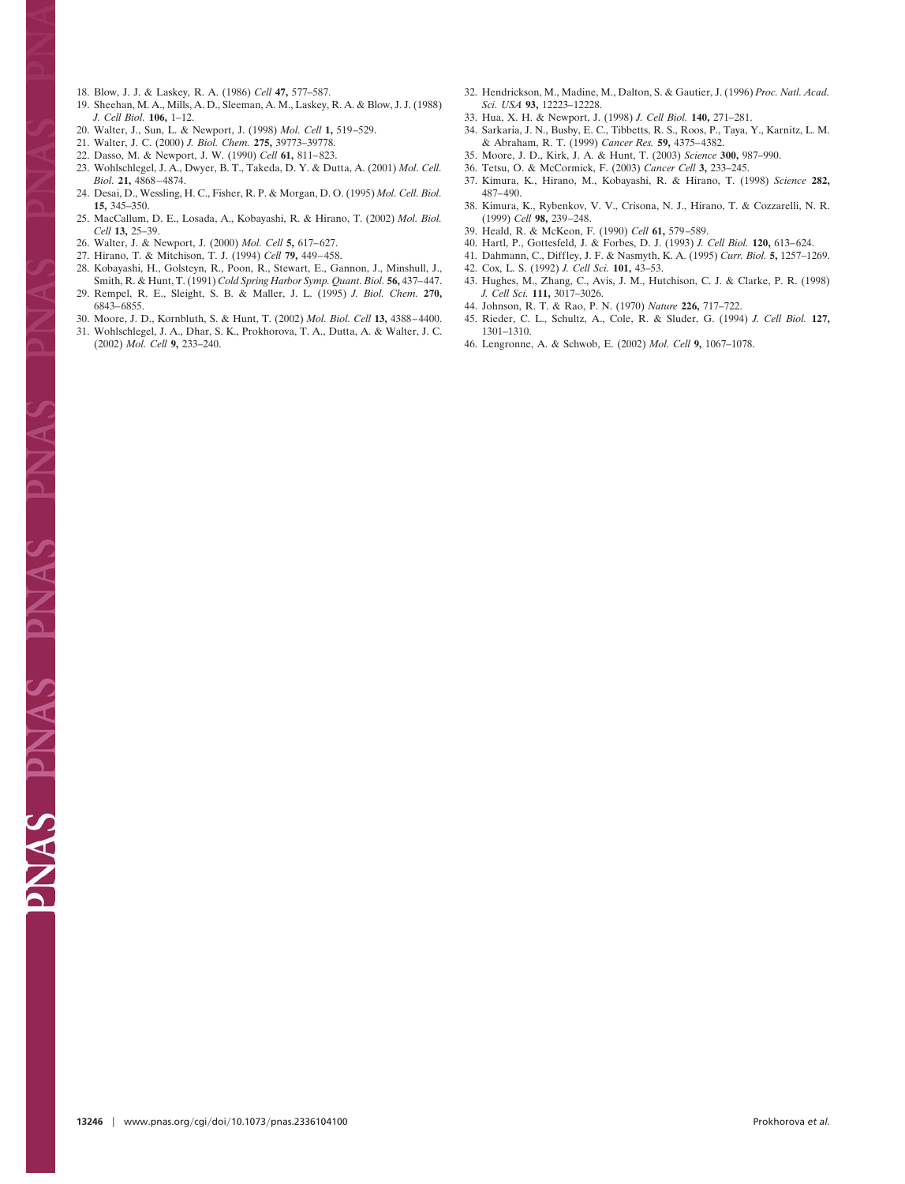18. Blow, J. J. & Laskey, R. A. (1986) *Cell* **47,** 577–587.
19. Sheehan, M. A., Mills, A. D., Sleeman, A. M., Laskey, R. A. & Blow, J. J. (1988) *J. Cell Biol.* **106,** 1–12.
20. Walter, J., Sun, L. & Newport, J. (1998) *Mol. Cell* **1,** 519–529.
21. Walter, J. C. (2000) *J. Biol. Chem.* **275,** 39773–39778.
22. Dasso, M. & Newport, J. W. (1990) *Cell* **61,** 811–823.
23. Wohlschlegel, J. A., Dwyer, B. T., Takeda, D. Y. & Dutta, A. (2001) *Mol. Cell. Biol.* **21,** 4868–4874.
24. Desai, D., Wessling, H. C., Fisher, R. P. & Morgan, D. O. (1995) *Mol. Cell. Biol.* **15,** 345–350.
25. MacCallum, D. E., Losada, A., Kobayashi, R. & Hirano, T. (2002) *Mol. Biol. Cell* **13,** 25–39.
26. Walter, J. & Newport, J. (2000) *Mol. Cell* **5,** 617–627.
27. Hirano, T. & Mitchison, T. J. (1994) *Cell* **79,** 449–458.
28. Kobayashi, H., Golsteyn, R., Poon, R., Stewart, E., Gannon, J., Minshull, J., Smith, R. & Hunt, T. (1991) *Cold Spring Harbor Symp. Quant. Biol.* **56,** 437–447.
29. Rempel, R. E., Sleight, S. B. & Maller, J. L. (1995) *J. Biol. Chem.* **270,** 6843–6855.
30. Moore, J. D., Kornbluth, S. & Hunt, T. (2002) *Mol. Biol. Cell* **13,** 4388–4400.
31. Wohlschlegel, J. A., Dhar, S. K., Prokhorova, T. A., Dutta, A. & Walter, J. C. (2002) *Mol. Cell* **9,** 233–240.
32. Hendrickson, M., Madine, M., Dalton, S. & Gautier, J. (1996) *Proc. Natl. Acad. Sci. USA* **93,** 12223–12228.
33. Hua, X. H. & Newport, J. (1998) *J. Cell Biol.* **140,** 271–281.
34. Sarkaria, J. N., Busby, E. C., Tibbetts, R. S., Roos, P., Taya, Y., Karnitz, L. M. & Abraham, R. T. (1999) *Cancer Res.* **59,** 4375–4382.
35. Moore, J. D., Kirk, J. A. & Hunt, T. (2003) *Science* **300,** 987–990.
36. Tetsu, O. & McCormick, F. (2003) *Cancer Cell* **3,** 233–245.
37. Kimura, K., Hirano, M., Kobayashi, R. & Hirano, T. (1998) *Science* **282,** 487–490.
38. Kimura, K., Rybenkov, V. V., Crisona, N. J., Hirano, T. & Cozzarelli, N. R. (1999) *Cell* **98,** 239–248.
39. Heald, R. & McKeon, F. (1990) *Cell* **61,** 579–589.
40. Hartl, P., Gottesfeld, J. & Forbes, D. J. (1993) *J. Cell Biol.* **120,** 613–624.
41. Dahmann, C., Diffley, J. F. & Nasmyth, K. A. (1995) *Curr. Biol.* **5,** 1257–1269.
42. Cox, L. S. (1992) *J. Cell Sci.* **101,** 43–53.
43. Hughes, M., Zhang, C., Avis, J. M., Hutchison, C. J. & Clarke, P. R. (1998) *J. Cell Sci.* **111,** 3017–3026.
44. Johnson, R. T. & Rao, P. N. (1970) *Nature* **226,** 717–722.
45. Rieder, C. L., Schultz, A., Cole, R. & Sluder, G. (1994) *J. Cell Biol.* **127,** 1301–1310.
46. Lengronne, A. & Schwob, E. (2002) *Mol. Cell* **9,** 1067–1078.